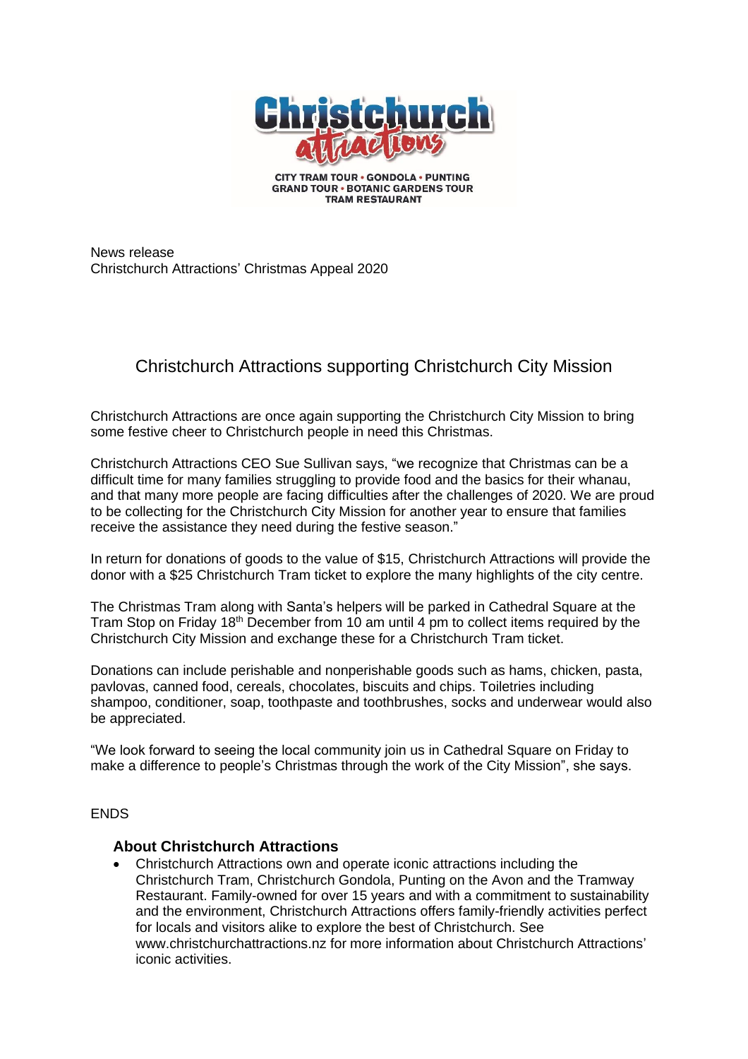**Christchurch attractions**

CITY TRAM TOUR • GONDOLA • PUNTING
GRAND TOUR • BOTANIC GARDENS TOUR
TRAM RESTAURANT

News release
Christchurch Attractions' Christmas Appeal 2020

# Christchurch Attractions supporting Christchurch City Mission

Christchurch Attractions are once again supporting the Christchurch City Mission to bring some festive cheer to Christchurch people in need this Christmas.

Christchurch Attractions CEO Sue Sullivan says, "we recognize that Christmas can be a difficult time for many families struggling to provide food and the basics for their whanau, and that many more people are facing difficulties after the challenges of 2020. We are proud to be collecting for the Christchurch City Mission for another year to ensure that families receive the assistance they need during the festive season."

In return for donations of goods to the value of $15, Christchurch Attractions will provide the donor with a $25 Christchurch Tram ticket to explore the many highlights of the city centre.

The Christmas Tram along with Santa's helpers will be parked in Cathedral Square at the Tram Stop on Friday 18th December from 10 am until 4 pm to collect items required by the Christchurch City Mission and exchange these for a Christchurch Tram ticket.

Donations can include perishable and nonperishable goods such as hams, chicken, pasta, pavlovas, canned food, cereals, chocolates, biscuits and chips. Toiletries including shampoo, conditioner, soap, toothpaste and toothbrushes, socks and underwear would also be appreciated.

"We look forward to seeing the local community join us in Cathedral Square on Friday to make a difference to people's Christmas through the work of the City Mission", she says.

ENDS

### About Christchurch Attractions

- Christchurch Attractions own and operate iconic attractions including the Christchurch Tram, Christchurch Gondola, Punting on the Avon and the Tramway Restaurant. Family-owned for over 15 years and with a commitment to sustainability and the environment, Christchurch Attractions offers family-friendly activities perfect for locals and visitors alike to explore the best of Christchurch. See www.christchurchattractions.nz for more information about Christchurch Attractions' iconic activities.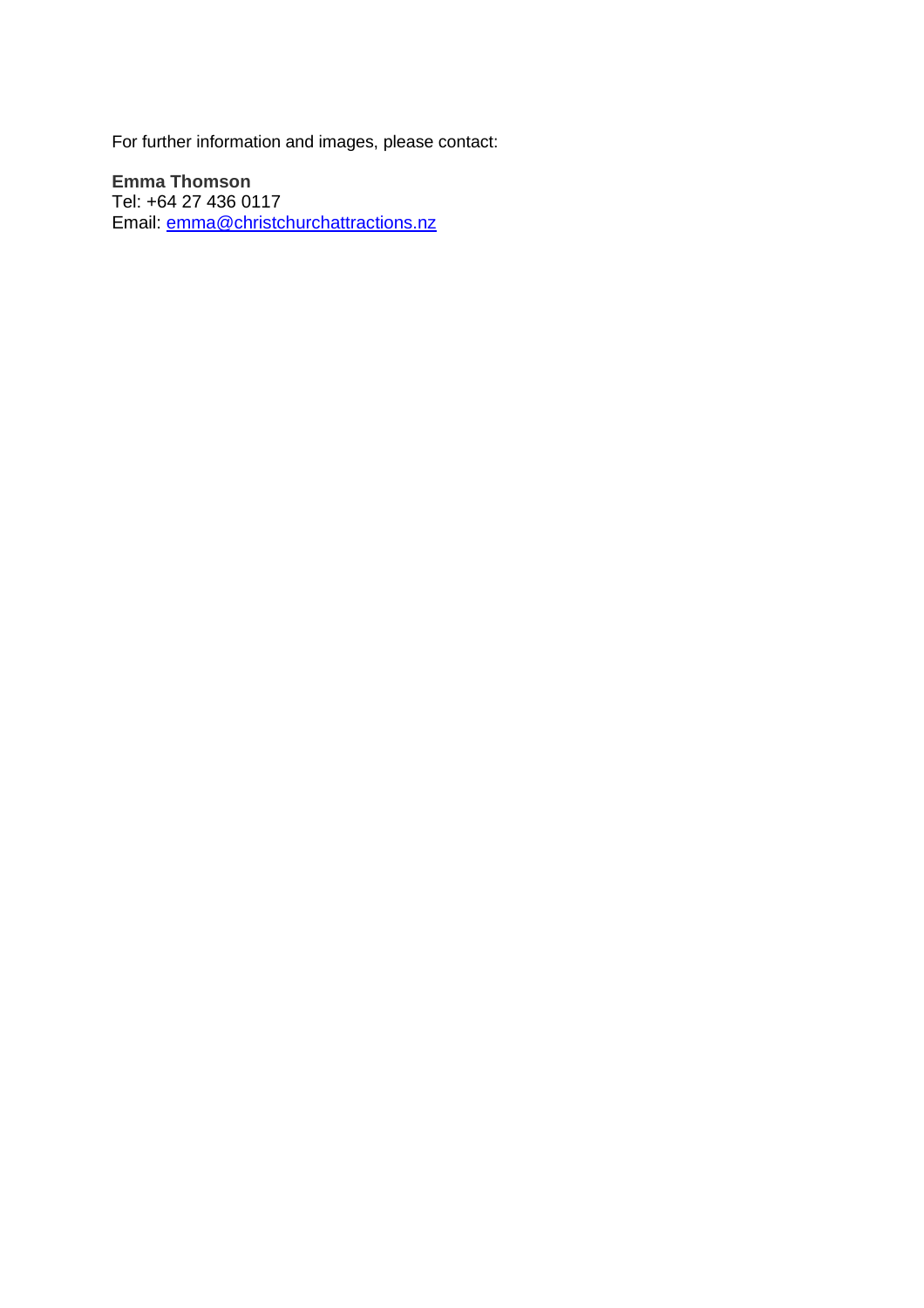For further information and images, please contact:

**Emma Thomson**
Tel: +64 27 436 0117
Email: [emma@christchurchattractions.nz](mailto:emma@christchurchattractions.nz)